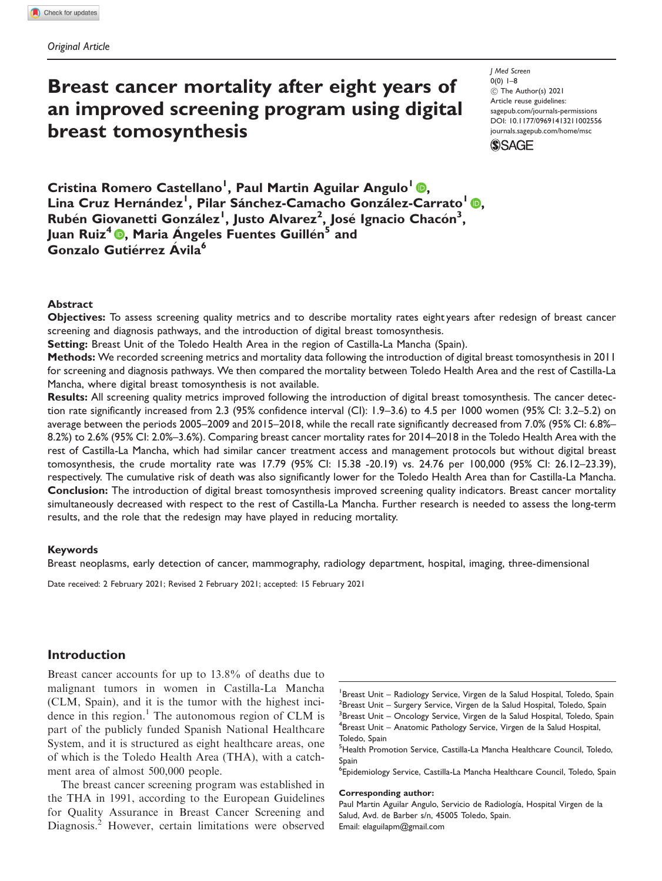Original Article

# Breast cancer mortality after eight years of an improved screening program using digital breast tomosynthesis

J Med Screen
0(0) 1–8
© The Author(s) 2021
Article reuse guidelines:
sagepub.com/journals-permissions
DOI: 10.1177/09691413211002556
journals.sagepub.com/home/msc

**Cristina Romero Castellano[1], Paul Martin Aguilar Angulo[1], Lina Cruz Hernández[1], Pilar Sánchez-Camacho González-Carrato[1], Rubén Giovanetti González[1], Justo Alvarez[2], José Ignacio Chacón[3], Juan Ruiz[4], Maria Ángeles Fuentes Guillén[5] and Gonzalo Gutiérrez Ávila[6]**

### Abstract

**Objectives:** To assess screening quality metrics and to describe mortality rates eight years after redesign of breast cancer screening and diagnosis pathways, and the introduction of digital breast tomosynthesis.

**Setting:** Breast Unit of the Toledo Health Area in the region of Castilla-La Mancha (Spain).

**Methods:** We recorded screening metrics and mortality data following the introduction of digital breast tomosynthesis in 2011 for screening and diagnosis pathways. We then compared the mortality between Toledo Health Area and the rest of Castilla-La Mancha, where digital breast tomosynthesis is not available.

**Results:** All screening quality metrics improved following the introduction of digital breast tomosynthesis. The cancer detection rate significantly increased from 2.3 (95% confidence interval (CI): 1.9–3.6) to 4.5 per 1000 women (95% CI: 3.2–5.2) on average between the periods 2005–2009 and 2015–2018, while the recall rate significantly decreased from 7.0% (95% CI: 6.8%–8.2%) to 2.6% (95% CI: 2.0%–3.6%). Comparing breast cancer mortality rates for 2014–2018 in the Toledo Health Area with the rest of Castilla-La Mancha, which had similar cancer treatment access and management protocols but without digital breast tomosynthesis, the crude mortality rate was 17.79 (95% CI: 15.38 -20.19) vs. 24.76 per 100,000 (95% CI: 26.12–23.39), respectively. The cumulative risk of death was also significantly lower for the Toledo Health Area than for Castilla-La Mancha.

**Conclusion:** The introduction of digital breast tomosynthesis improved screening quality indicators. Breast cancer mortality simultaneously decreased with respect to the rest of Castilla-La Mancha. Further research is needed to assess the long-term results, and the role that the redesign may have played in reducing mortality.

### Keywords

Breast neoplasms, early detection of cancer, mammography, radiology department, hospital, imaging, three-dimensional

Date received: 2 February 2021; Revised 2 February 2021; accepted: 15 February 2021

## Introduction

Breast cancer accounts for up to 13.8% of deaths due to malignant tumors in women in Castilla-La Mancha (CLM, Spain), and it is the tumor with the highest incidence in this region.[1] The autonomous region of CLM is part of the publicly funded Spanish National Healthcare System, and it is structured as eight healthcare areas, one of which is the Toledo Health Area (THA), with a catchment area of almost 500,000 people.

The breast cancer screening program was established in the THA in 1991, according to the European Guidelines for Quality Assurance in Breast Cancer Screening and Diagnosis.[2] However, certain limitations were observed

[1]Breast Unit – Radiology Service, Virgen de la Salud Hospital, Toledo, Spain
[2]Breast Unit – Surgery Service, Virgen de la Salud Hospital, Toledo, Spain
[3]Breast Unit – Oncology Service, Virgen de la Salud Hospital, Toledo, Spain
[4]Breast Unit – Anatomic Pathology Service, Virgen de la Salud Hospital, Toledo, Spain
[5]Health Promotion Service, Castilla-La Mancha Healthcare Council, Toledo, Spain
[6]Epidemiology Service, Castilla-La Mancha Healthcare Council, Toledo, Spain

**Corresponding author:**
Paul Martin Aguilar Angulo, Servicio de Radiología, Hospital Virgen de la Salud, Avd. de Barber s/n, 45005 Toledo, Spain.
Email: elaguilapm@gmail.com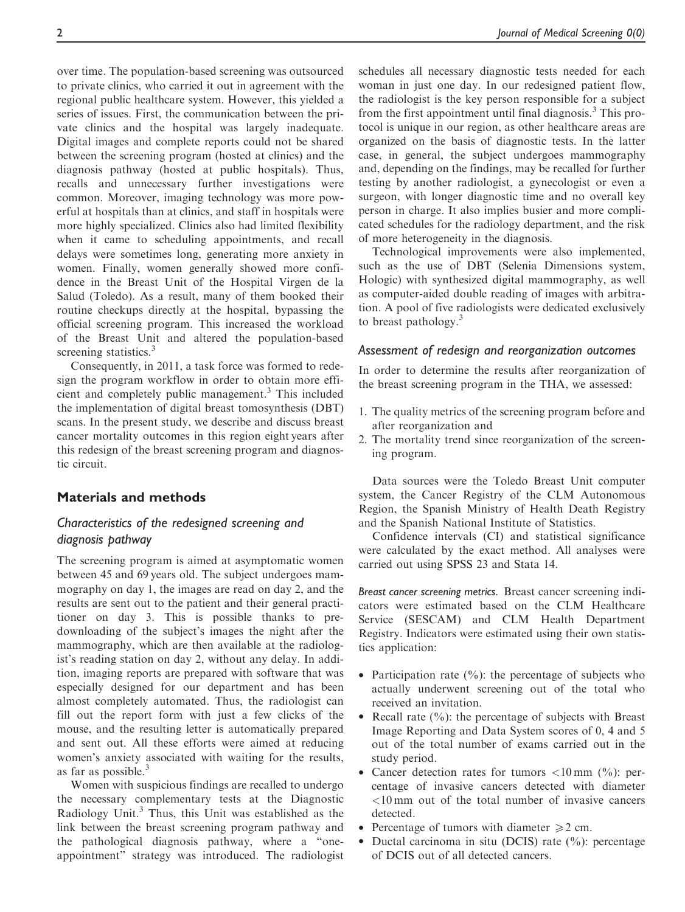over time. The population-based screening was outsourced to private clinics, who carried it out in agreement with the regional public healthcare system. However, this yielded a series of issues. First, the communication between the private clinics and the hospital was largely inadequate. Digital images and complete reports could not be shared between the screening program (hosted at clinics) and the diagnosis pathway (hosted at public hospitals). Thus, recalls and unnecessary further investigations were common. Moreover, imaging technology was more powerful at hospitals than at clinics, and staff in hospitals were more highly specialized. Clinics also had limited flexibility when it came to scheduling appointments, and recall delays were sometimes long, generating more anxiety in women. Finally, women generally showed more confidence in the Breast Unit of the Hospital Virgen de la Salud (Toledo). As a result, many of them booked their routine checkups directly at the hospital, bypassing the official screening program. This increased the workload of the Breast Unit and altered the population-based screening statistics.[3]

Consequently, in 2011, a task force was formed to redesign the program workflow in order to obtain more efficient and completely public management.[3] This included the implementation of digital breast tomosynthesis (DBT) scans. In the present study, we describe and discuss breast cancer mortality outcomes in this region eight years after this redesign of the breast screening program and diagnostic circuit.

## Materials and methods

### Characteristics of the redesigned screening and diagnosis pathway

The screening program is aimed at asymptomatic women between 45 and 69 years old. The subject undergoes mammography on day 1, the images are read on day 2, and the results are sent out to the patient and their general practitioner on day 3. This is possible thanks to pre-downloading of the subject's images the night after the mammography, which are then available at the radiologist's reading station on day 2, without any delay. In addition, imaging reports are prepared with software that was especially designed for our department and has been almost completely automated. Thus, the radiologist can fill out the report form with just a few clicks of the mouse, and the resulting letter is automatically prepared and sent out. All these efforts were aimed at reducing women's anxiety associated with waiting for the results, as far as possible.[3]

Women with suspicious findings are recalled to undergo the necessary complementary tests at the Diagnostic Radiology Unit.[3] Thus, this Unit was established as the link between the breast screening program pathway and the pathological diagnosis pathway, where a "one-appointment" strategy was introduced. The radiologist schedules all necessary diagnostic tests needed for each woman in just one day. In our redesigned patient flow, the radiologist is the key person responsible for a subject from the first appointment until final diagnosis.[3] This protocol is unique in our region, as other healthcare areas are organized on the basis of diagnostic tests. In the latter case, in general, the subject undergoes mammography and, depending on the findings, may be recalled for further testing by another radiologist, a gynecologist or even a surgeon, with longer diagnostic time and no overall key person in charge. It also implies busier and more complicated schedules for the radiology department, and the risk of more heterogeneity in the diagnosis.

Technological improvements were also implemented, such as the use of DBT (Selenia Dimensions system, Hologic) with synthesized digital mammography, as well as computer-aided double reading of images with arbitration. A pool of five radiologists were dedicated exclusively to breast pathology.[3]

### Assessment of redesign and reorganization outcomes

In order to determine the results after reorganization of the breast screening program in the THA, we assessed:

1. The quality metrics of the screening program before and after reorganization and
2. The mortality trend since reorganization of the screening program.

Data sources were the Toledo Breast Unit computer system, the Cancer Registry of the CLM Autonomous Region, the Spanish Ministry of Health Death Registry and the Spanish National Institute of Statistics.

Confidence intervals (CI) and statistical significance were calculated by the exact method. All analyses were carried out using SPSS 23 and Stata 14.

#### Breast cancer screening metrics.

Breast cancer screening indicators were estimated based on the CLM Healthcare Service (SESCAM) and CLM Health Department Registry. Indicators were estimated using their own statistics application:

- Participation rate (%): the percentage of subjects who actually underwent screening out of the total who received an invitation.
- Recall rate (%): the percentage of subjects with Breast Image Reporting and Data System scores of 0, 4 and 5 out of the total number of exams carried out in the study period.
- Cancer detection rates for tumors $<10$ mm (%): percentage of invasive cancers detected with diameter $<10$ mm out of the total number of invasive cancers detected.
- Percentage of tumors with diameter $\geqslant 2$ cm.
- Ductal carcinoma in situ (DCIS) rate (%): percentage of DCIS out of all detected cancers.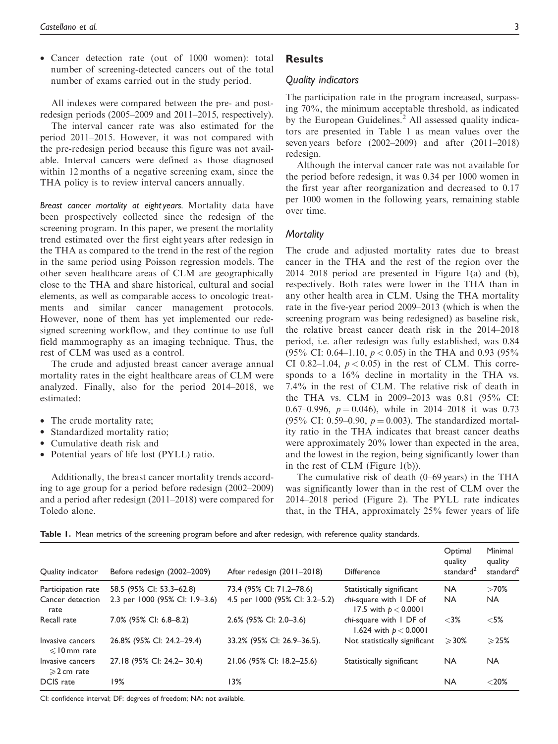- Cancer detection rate (out of 1000 women): total number of screening-detected cancers out of the total number of exams carried out in the study period.

All indexes were compared between the pre- and post-redesign periods (2005–2009 and 2011–2015, respectively).

The interval cancer rate was also estimated for the period 2011–2015. However, it was not compared with the pre-redesign period because this figure was not available. Interval cancers were defined as those diagnosed within 12 months of a negative screening exam, since the THA policy is to review interval cancers annually.

*Breast cancer mortality at eight years.* Mortality data have been prospectively collected since the redesign of the screening program. In this paper, we present the mortality trend estimated over the first eight years after redesign in the THA as compared to the trend in the rest of the region in the same period using Poisson regression models. The other seven healthcare areas of CLM are geographically close to the THA and share historical, cultural and social elements, as well as comparable access to oncologic treatments and similar cancer management protocols. However, none of them has yet implemented our redesigned screening workflow, and they continue to use full field mammography as an imaging technique. Thus, the rest of CLM was used as a control.

The crude and adjusted breast cancer average annual mortality rates in the eight healthcare areas of CLM were analyzed. Finally, also for the period 2014–2018, we estimated:

- The crude mortality rate;
- Standardized mortality ratio;
- Cumulative death risk and
- Potential years of life lost (PYLL) ratio.

Additionally, the breast cancer mortality trends according to age group for a period before redesign (2002–2009) and a period after redesign (2011–2018) were compared for Toledo alone.

## Results

### Quality indicators

The participation rate in the program increased, surpassing 70%, the minimum acceptable threshold, as indicated by the European Guidelines.[2] All assessed quality indicators are presented in Table 1 as mean values over the seven years before (2002–2009) and after (2011–2018) redesign.

Although the interval cancer rate was not available for the period before redesign, it was 0.34 per 1000 women in the first year after reorganization and decreased to 0.17 per 1000 women in the following years, remaining stable over time.

### Mortality

The crude and adjusted mortality rates due to breast cancer in the THA and the rest of the region over the 2014–2018 period are presented in Figure 1(a) and (b), respectively. Both rates were lower in the THA than in any other health area in CLM. Using the THA mortality rate in the five-year period 2009–2013 (which is when the screening program was being redesigned) as baseline risk, the relative breast cancer death risk in the 2014–2018 period, i.e. after redesign was fully established, was 0.84 (95% CI: 0.64–1.10, $p < 0.05$) in the THA and 0.93 (95% CI 0.82–1.04, $p < 0.05$) in the rest of CLM. This corresponds to a 16% decline in mortality in the THA vs. 7.4% in the rest of CLM. The relative risk of death in the THA vs. CLM in 2009–2013 was 0.81 (95% CI: 0.67–0.996, $p = 0.046$), while in 2014–2018 it was 0.73 (95% CI: 0.59–0.90, $p = 0.003$). The standardized mortality ratio in the THA indicates that breast cancer deaths were approximately 20% lower than expected in the area, and the lowest in the region, being significantly lower than in the rest of CLM (Figure 1(b)).

The cumulative risk of death (0–69 years) in the THA was significantly lower than in the rest of CLM over the 2014–2018 period (Figure 2). The PYLL rate indicates that, in the THA, approximately 25% fewer years of life

**Table 1.** Mean metrics of the screening program before and after redesign, with reference quality standards.

| Quality indicator | Before redesign (2002–2009) | After redesign (2011–2018) | Difference | Optimal quality standard[2] | Minimal quality standard[2] |
|---|---|---|---|---|---|
| Participation rate | 58.5 (95% CI: 53.3–62.8) | 73.4 (95% CI: 71.2–78.6) | Statistically significant | NA | >70% |
| Cancer detection rate | 2.3 per 1000 (95% CI: 1.9–3.6) | 4.5 per 1000 (95% CI: 3.2–5.2) | *chi*-square with 1 DF of 17.5 with $p < 0.0001$ | NA | NA |
| Recall rate | 7.0% (95% CI: 6.8–8.2) | 2.6% (95% CI: 2.0–3.6) | *chi*-square with 1 DF of 1.624 with $p < 0.0001$ | <3% | <5% |
| Invasive cancers ⩽10 mm rate | 26.8% (95% CI: 24.2–29.4) | 33.2% (95% CI: 26.9–36.5). | Not statistically significant | ⩾30% | ⩾25% |
| Invasive cancers ⩾2 cm rate | 27.18 (95% CI: 24.2– 30.4) | 21.06 (95% CI: 18.2–25.6) | Statistically significant | NA | NA |
| DCIS rate | 19% | 13% | | NA | <20% |

CI: confidence interval; DF: degrees of freedom; NA: not available.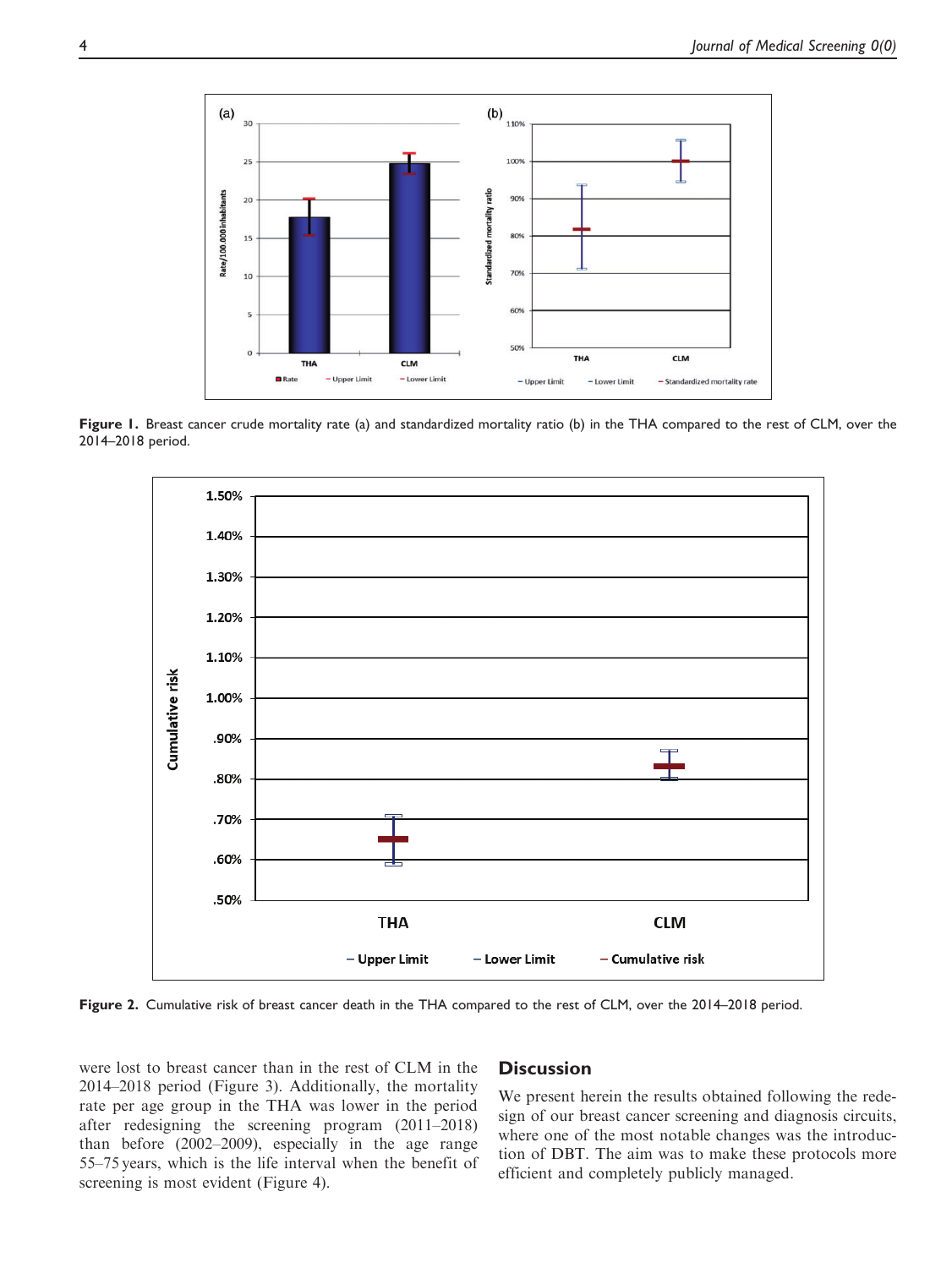Figure 1. Breast cancer crude mortality rate (a) and standardized mortality ratio (b) in the THA compared to the rest of CLM, over the 2014–2018 period.

Figure 2. Cumulative risk of breast cancer death in the THA compared to the rest of CLM, over the 2014–2018 period.

were lost to breast cancer than in the rest of CLM in the 2014–2018 period (Figure 3). Additionally, the mortality rate per age group in the THA was lower in the period after redesigning the screening program (2011–2018) than before (2002–2009), especially in the age range 55–75 years, which is the life interval when the benefit of screening is most evident (Figure 4).

## Discussion

We present herein the results obtained following the redesign of our breast cancer screening and diagnosis circuits, where one of the most notable changes was the introduction of DBT. The aim was to make these protocols more efficient and completely publicly managed.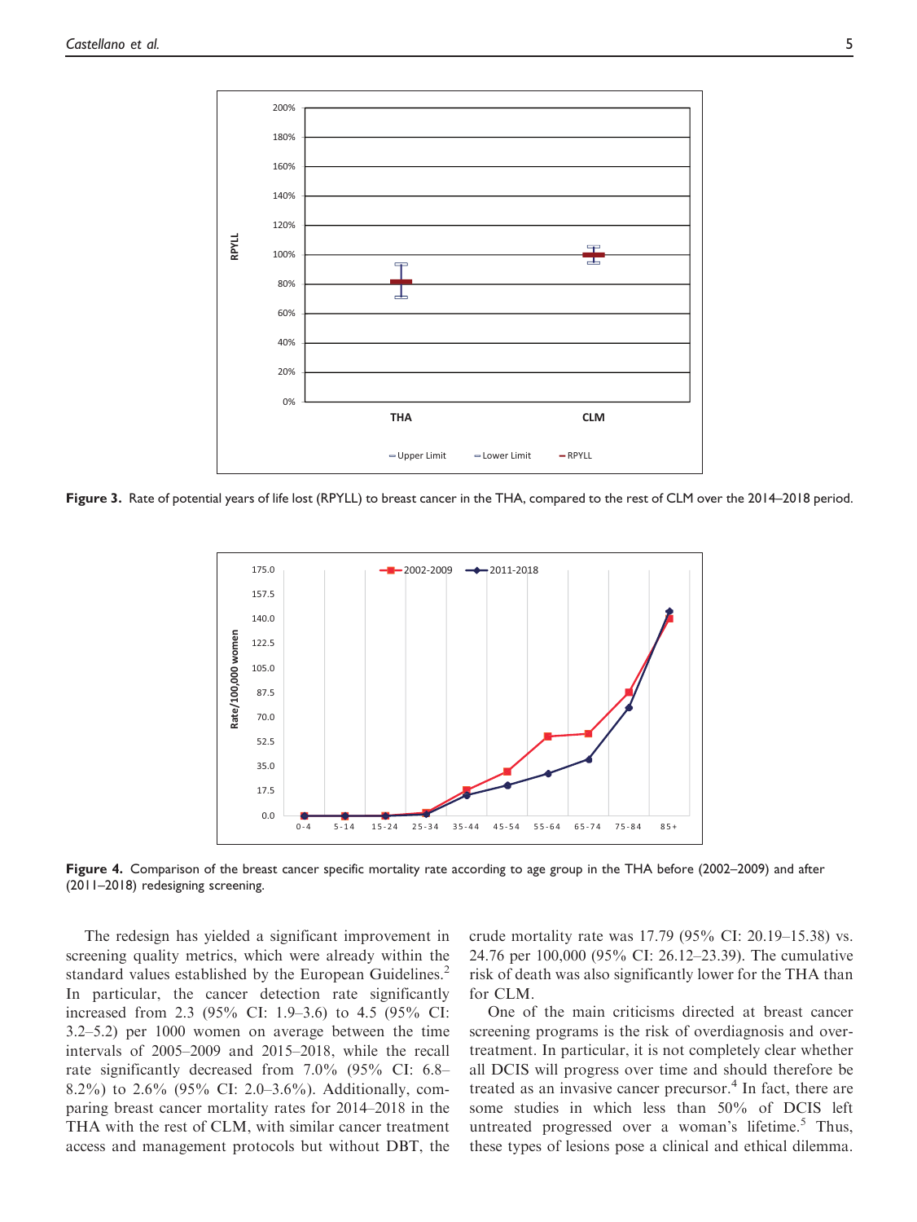Figure 3. Rate of potential years of life lost (RPYLL) to breast cancer in the THA, compared to the rest of CLM over the 2014–2018 period.

Figure 4. Comparison of the breast cancer specific mortality rate according to age group in the THA before (2002–2009) and after (2011–2018) redesigning screening.

The redesign has yielded a significant improvement in screening quality metrics, which were already within the standard values established by the European Guidelines.[2] In particular, the cancer detection rate significantly increased from 2.3 (95% CI: 1.9–3.6) to 4.5 (95% CI: 3.2–5.2) per 1000 women on average between the time intervals of 2005–2009 and 2015–2018, while the recall rate significantly decreased from 7.0% (95% CI: 6.8–8.2%) to 2.6% (95% CI: 2.0–3.6%). Additionally, comparing breast cancer mortality rates for 2014–2018 in the THA with the rest of CLM, with similar cancer treatment access and management protocols but without DBT, the crude mortality rate was 17.79 (95% CI: 20.19–15.38) vs. 24.76 per 100,000 (95% CI: 26.12–23.39). The cumulative risk of death was also significantly lower for the THA than for CLM.

One of the main criticisms directed at breast cancer screening programs is the risk of overdiagnosis and overtreatment. In particular, it is not completely clear whether all DCIS will progress over time and should therefore be treated as an invasive cancer precursor.[4] In fact, there are some studies in which less than 50% of DCIS left untreated progressed over a woman's lifetime.[5] Thus, these types of lesions pose a clinical and ethical dilemma.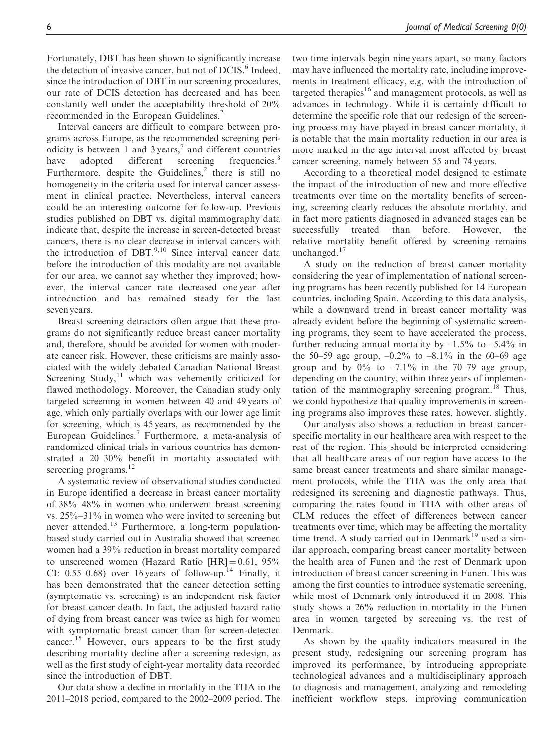Fortunately, DBT has been shown to significantly increase the detection of invasive cancer, but not of DCIS.[6] Indeed, since the introduction of DBT in our screening procedures, our rate of DCIS detection has decreased and has been constantly well under the acceptability threshold of 20% recommended in the European Guidelines.[2]

Interval cancers are difficult to compare between programs across Europe, as the recommended screening periodicity is between 1 and 3 years,[7] and different countries have adopted different screening frequencies.[8] Furthermore, despite the Guidelines,[2] there is still no homogeneity in the criteria used for interval cancer assessment in clinical practice. Nevertheless, interval cancers could be an interesting outcome for follow-up. Previous studies published on DBT vs. digital mammography data indicate that, despite the increase in screen-detected breast cancers, there is no clear decrease in interval cancers with the introduction of DBT.[9,10] Since interval cancer data before the introduction of this modality are not available for our area, we cannot say whether they improved; however, the interval cancer rate decreased one year after introduction and has remained steady for the last seven years.

Breast screening detractors often argue that these programs do not significantly reduce breast cancer mortality and, therefore, should be avoided for women with moderate cancer risk. However, these criticisms are mainly associated with the widely debated Canadian National Breast Screening Study,[11] which was vehemently criticized for flawed methodology. Moreover, the Canadian study only targeted screening in women between 40 and 49 years of age, which only partially overlaps with our lower age limit for screening, which is 45 years, as recommended by the European Guidelines.[7] Furthermore, a meta-analysis of randomized clinical trials in various countries has demonstrated a 20–30% benefit in mortality associated with screening programs.[12]

A systematic review of observational studies conducted in Europe identified a decrease in breast cancer mortality of 38%–48% in women who underwent breast screening vs. 25%–31% in women who were invited to screening but never attended.[13] Furthermore, a long-term population-based study carried out in Australia showed that screened women had a 39% reduction in breast mortality compared to unscreened women (Hazard Ratio [HR] = 0.61, 95% CI: 0.55–0.68) over 16 years of follow-up.[14] Finally, it has been demonstrated that the cancer detection setting (symptomatic vs. screening) is an independent risk factor for breast cancer death. In fact, the adjusted hazard ratio of dying from breast cancer was twice as high for women with symptomatic breast cancer than for screen-detected cancer.[15] However, ours appears to be the first study describing mortality decline after a screening redesign, as well as the first study of eight-year mortality data recorded since the introduction of DBT.

Our data show a decline in mortality in the THA in the 2011–2018 period, compared to the 2002–2009 period. The two time intervals begin nine years apart, so many factors may have influenced the mortality rate, including improvements in treatment efficacy, e.g. with the introduction of targeted therapies[16] and management protocols, as well as advances in technology. While it is certainly difficult to determine the specific role that our redesign of the screening process may have played in breast cancer mortality, it is notable that the main mortality reduction in our area is more marked in the age interval most affected by breast cancer screening, namely between 55 and 74 years.

According to a theoretical model designed to estimate the impact of the introduction of new and more effective treatments over time on the mortality benefits of screening, screening clearly reduces the absolute mortality, and in fact more patients diagnosed in advanced stages can be successfully treated than before. However, the relative mortality benefit offered by screening remains unchanged.[17]

A study on the reduction of breast cancer mortality considering the year of implementation of national screening programs has been recently published for 14 European countries, including Spain. According to this data analysis, while a downward trend in breast cancer mortality was already evident before the beginning of systematic screening programs, they seem to have accelerated the process, further reducing annual mortality by –1.5% to –5.4% in the 50–59 age group, –0.2% to –8.1% in the 60–69 age group and by 0% to –7.1% in the 70–79 age group, depending on the country, within three years of implementation of the mammography screening program.[18] Thus, we could hypothesize that quality improvements in screening programs also improves these rates, however, slightly.

Our analysis also shows a reduction in breast cancer-specific mortality in our healthcare area with respect to the rest of the region. This should be interpreted considering that all healthcare areas of our region have access to the same breast cancer treatments and share similar management protocols, while the THA was the only area that redesigned its screening and diagnostic pathways. Thus, comparing the rates found in THA with other areas of CLM reduces the effect of differences between cancer treatments over time, which may be affecting the mortality time trend. A study carried out in Denmark[19] used a similar approach, comparing breast cancer mortality between the health area of Funen and the rest of Denmark upon introduction of breast cancer screening in Funen. This was among the first counties to introduce systematic screening, while most of Denmark only introduced it in 2008. This study shows a 26% reduction in mortality in the Funen area in women targeted by screening vs. the rest of Denmark.

As shown by the quality indicators measured in the present study, redesigning our screening program has improved its performance, by introducing appropriate technological advances and a multidisciplinary approach to diagnosis and management, analyzing and remodeling inefficient workflow steps, improving communication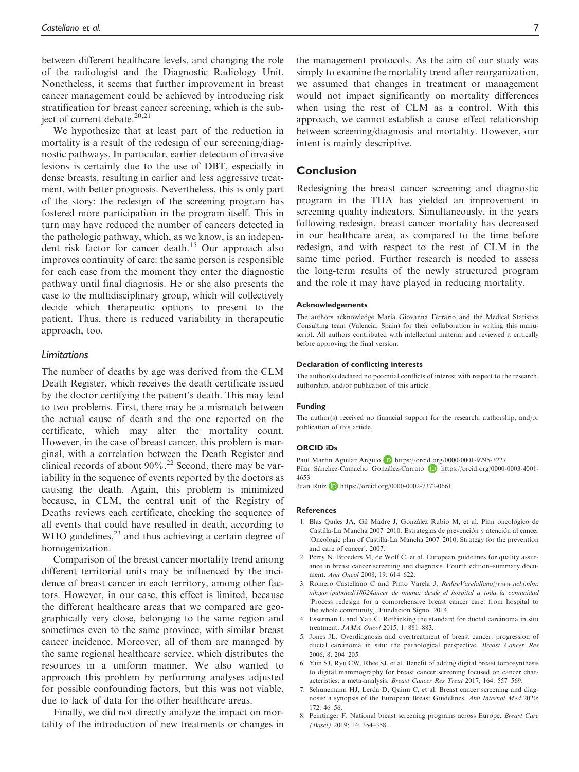between different healthcare levels, and changing the role of the radiologist and the Diagnostic Radiology Unit. Nonetheless, it seems that further improvement in breast cancer management could be achieved by introducing risk stratification for breast cancer screening, which is the subject of current debate.[20,21]

We hypothesize that at least part of the reduction in mortality is a result of the redesign of our screening/diagnostic pathways. In particular, earlier detection of invasive lesions is certainly due to the use of DBT, especially in dense breasts, resulting in earlier and less aggressive treatment, with better prognosis. Nevertheless, this is only part of the story: the redesign of the screening program has fostered more participation in the program itself. This in turn may have reduced the number of cancers detected in the pathologic pathway, which, as we know, is an independent risk factor for cancer death.[15] Our approach also improves continuity of care: the same person is responsible for each case from the moment they enter the diagnostic pathway until final diagnosis. He or she also presents the case to the multidisciplinary group, which will collectively decide which therapeutic options to present to the patient. Thus, there is reduced variability in therapeutic approach, too.

### *Limitations*

The number of deaths by age was derived from the CLM Death Register, which receives the death certificate issued by the doctor certifying the patient's death. This may lead to two problems. First, there may be a mismatch between the actual cause of death and the one reported on the certificate, which may alter the mortality count. However, in the case of breast cancer, this problem is marginal, with a correlation between the Death Register and clinical records of about 90%.[22] Second, there may be variability in the sequence of events reported by the doctors as causing the death. Again, this problem is minimized because, in CLM, the central unit of the Registry of Deaths reviews each certificate, checking the sequence of all events that could have resulted in death, according to WHO guidelines,[23] and thus achieving a certain degree of homogenization.

Comparison of the breast cancer mortality trend among different territorial units may be influenced by the incidence of breast cancer in each territory, among other factors. However, in our case, this effect is limited, because the different healthcare areas that we compared are geographically very close, belonging to the same region and sometimes even to the same province, with similar breast cancer incidence. Moreover, all of them are managed by the same regional healthcare service, which distributes the resources in a uniform manner. We also wanted to approach this problem by performing analyses adjusted for possible confounding factors, but this was not viable, due to lack of data for the other healthcare areas.

Finally, we did not directly analyze the impact on mortality of the introduction of new treatments or changes in the management protocols. As the aim of our study was simply to examine the mortality trend after reorganization, we assumed that changes in treatment or management would not impact significantly on mortality differences when using the rest of CLM as a control. With this approach, we cannot establish a cause–effect relationship between screening/diagnosis and mortality. However, our intent is mainly descriptive.

## Conclusion

Redesigning the breast cancer screening and diagnostic program in the THA has yielded an improvement in screening quality indicators. Simultaneously, in the years following redesign, breast cancer mortality has decreased in our healthcare area, as compared to the time before redesign, and with respect to the rest of CLM in the same time period. Further research is needed to assess the long-term results of the newly structured program and the role it may have played in reducing mortality.

#### Acknowledgements

The authors acknowledge Maria Giovanna Ferrario and the Medical Statistics Consulting team (Valencia, Spain) for their collaboration in writing this manuscript. All authors contributed with intellectual material and reviewed it critically before approving the final version.

#### Declaration of conflicting interests

The author(s) declared no potential conflicts of interest with respect to the research, authorship, and/or publication of this article.

#### Funding

The author(s) received no financial support for the research, authorship, and/or publication of this article.

#### ORCID iDs

Paul Martin Aguilar Angulo https://orcid.org/0000-0001-9795-3227
Pilar Sánchez-Camacho González-Carrato https://orcid.org/0000-0003-4001-4653
Juan Ruiz https://orcid.org/0000-0002-7372-0661

#### References

1. Blas Quíles JA, Gil Madre J, González Rubio M, et al. Plan oncológico de Castilla-La Mancha 2007–2010. Estrategias de prevención y atención al cancer [Oncologic plan of Castilla-La Mancha 2007–2010. Strategy for the prevention and care of cancer]. 2007.
2. Perry N, Broeders M, de Wolf C, et al. European guidelines for quality assurance in breast cancer screening and diagnosis. Fourth edition–summary document. *Ann Oncol* 2008; 19: 614–622.
3. Romero Castellano C and Pinto Varela J. *RediseVarelallano//www.ncbi.nlm.nih.gov/pubmed/18024áncer de mama: desde el hospital a toda la comunidad* [Process redesign for a comprehensive breast cancer care: from hospital to the whole community]. Fundación Signo. 2014.
4. Esserman L and Yau C. Rethinking the standard for ductal carcinoma in situ treatment. *JAMA Oncol* 2015; 1: 881–883.
5. Jones JL. Overdiagnosis and overtreatment of breast cancer: progression of ductal carcinoma in situ: the pathological perspective. *Breast Cancer Res* 2006; 8: 204–205.
6. Yun SJ, Ryu CW, Rhee SJ, et al. Benefit of adding digital breast tomosynthesis to digital mammography for breast cancer screening focused on cancer characteristics: a meta-analysis. *Breast Cancer Res Treat* 2017; 164: 557–569.
7. Schunemann HJ, Lerda D, Quinn C, et al. Breast cancer screening and diagnosis: a synopsis of the European Breast Guidelines. *Ann Internal Med* 2020; 172: 46–56.
8. Peintinger F. National breast screening programs across Europe. *Breast Care (Basel)* 2019; 14: 354–358.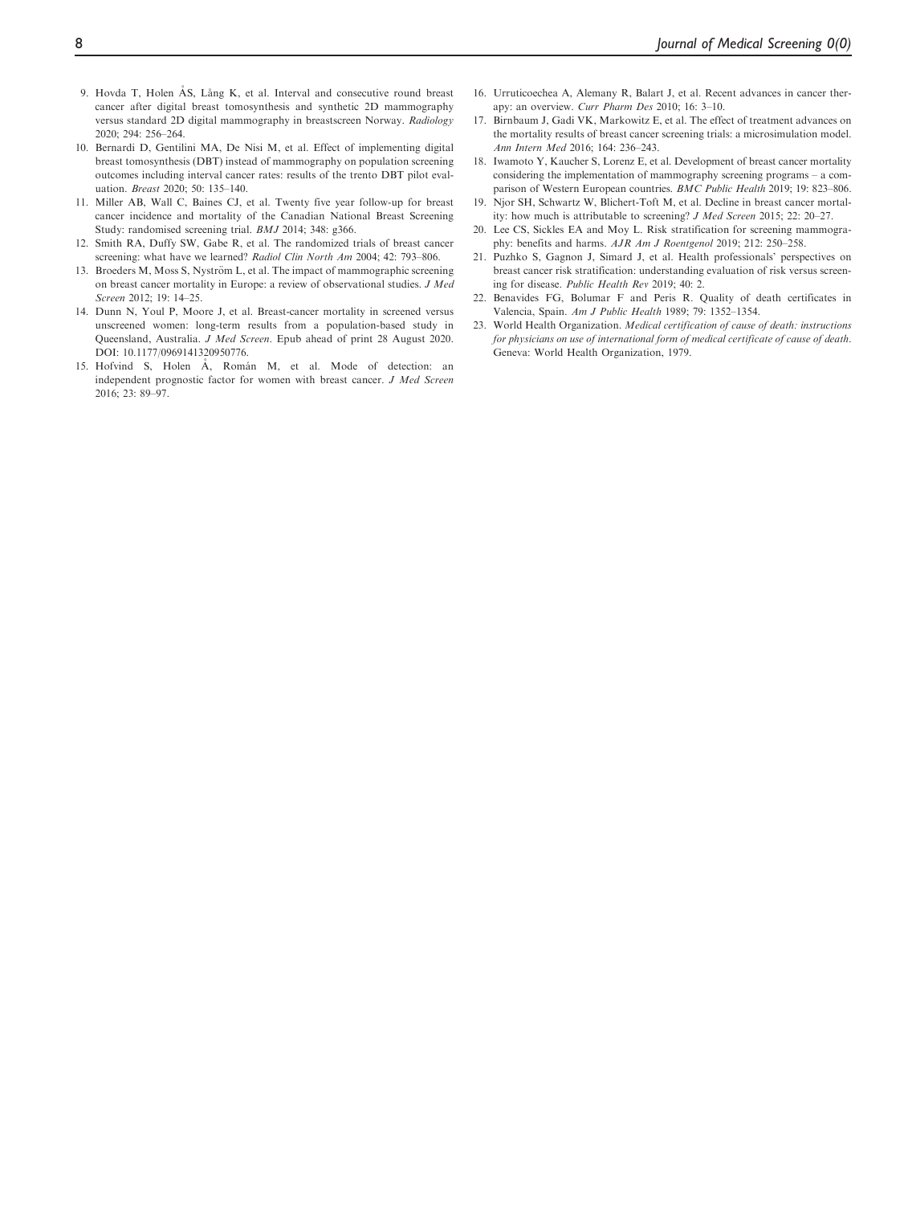9. Hovda T, Holen ÅS, Lång K, et al. Interval and consecutive round breast cancer after digital breast tomosynthesis and synthetic 2D mammography versus standard 2D digital mammography in breastscreen Norway. *Radiology* 2020; 294: 256–264.
10. Bernardi D, Gentilini MA, De Nisi M, et al. Effect of implementing digital breast tomosynthesis (DBT) instead of mammography on population screening outcomes including interval cancer rates: results of the trento DBT pilot evaluation. *Breast* 2020; 50: 135–140.
11. Miller AB, Wall C, Baines CJ, et al. Twenty five year follow-up for breast cancer incidence and mortality of the Canadian National Breast Screening Study: randomised screening trial. *BMJ* 2014; 348: g366.
12. Smith RA, Duffy SW, Gabe R, et al. The randomized trials of breast cancer screening: what have we learned? *Radiol Clin North Am* 2004; 42: 793–806.
13. Broeders M, Moss S, Nyström L, et al. The impact of mammographic screening on breast cancer mortality in Europe: a review of observational studies. *J Med Screen* 2012; 19: 14–25.
14. Dunn N, Youl P, Moore J, et al. Breast-cancer mortality in screened versus unscreened women: long-term results from a population-based study in Queensland, Australia. *J Med Screen*. Epub ahead of print 28 August 2020. DOI: 10.1177/0969141320950776.
15. Hofvind S, Holen Å, Román M, et al. Mode of detection: an independent prognostic factor for women with breast cancer. *J Med Screen* 2016; 23: 89–97.
16. Urruticoechea A, Alemany R, Balart J, et al. Recent advances in cancer therapy: an overview. *Curr Pharm Des* 2010; 16: 3–10.
17. Birnbaum J, Gadi VK, Markowitz E, et al. The effect of treatment advances on the mortality results of breast cancer screening trials: a microsimulation model. *Ann Intern Med* 2016; 164: 236–243.
18. Iwamoto Y, Kaucher S, Lorenz E, et al. Development of breast cancer mortality considering the implementation of mammography screening programs – a comparison of Western European countries. *BMC Public Health* 2019; 19: 823–806.
19. Njor SH, Schwartz W, Blichert-Toft M, et al. Decline in breast cancer mortality: how much is attributable to screening? *J Med Screen* 2015; 22: 20–27.
20. Lee CS, Sickles EA and Moy L. Risk stratification for screening mammography: benefits and harms. *AJR Am J Roentgenol* 2019; 212: 250–258.
21. Puzhko S, Gagnon J, Simard J, et al. Health professionals' perspectives on breast cancer risk stratification: understanding evaluation of risk versus screening for disease. *Public Health Rev* 2019; 40: 2.
22. Benavides FG, Bolumar F and Peris R. Quality of death certificates in Valencia, Spain. *Am J Public Health* 1989; 79: 1352–1354.
23. World Health Organization. *Medical certification of cause of death: instructions for physicians on use of international form of medical certificate of cause of death*. Geneva: World Health Organization, 1979.